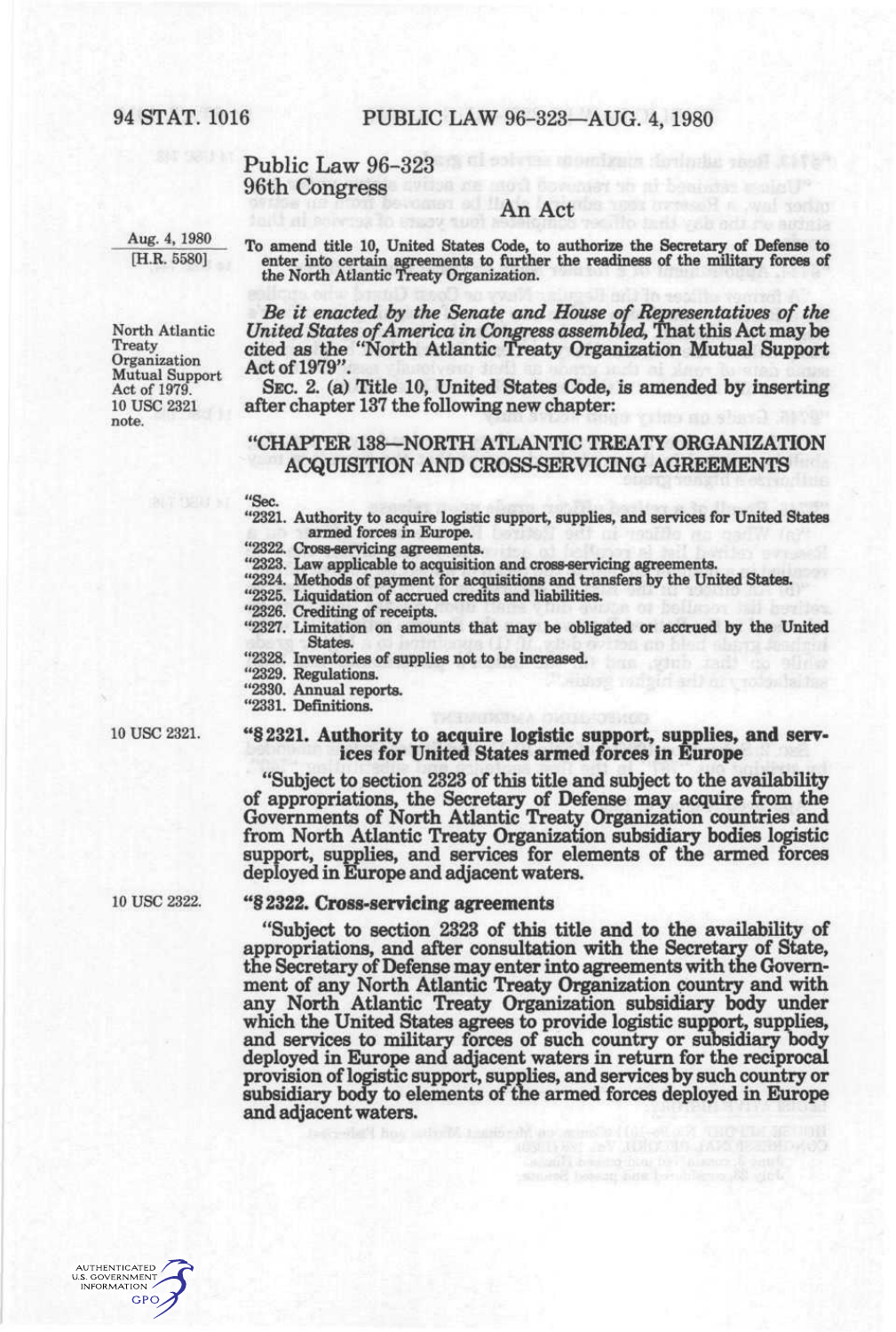# Public Law 96-323
## 96th Congress

### An Act

Aug. 4, 1980
[H.R. 5580]

To amend title 10, United States Code, to authorize the Secretary of Defense to enter into certain agreements to further the readiness of the military forces of the North Atlantic Treaty Organization.

North Atlantic Treaty Organization Mutual Support Act of 1979.
10 USC 2321 note.

*Be it enacted by the Senate and House of Representatives of the United States of America in Congress assembled,* That this Act may be cited as the "North Atlantic Treaty Organization Mutual Support Act of 1979".

SEC. 2. (a) Title 10, United States Code, is amended by inserting after chapter 137 the following new chapter:

## "CHAPTER 138—NORTH ATLANTIC TREATY ORGANIZATION ACQUISITION AND CROSS-SERVICING AGREEMENTS

"Sec.
"2321. Authority to acquire logistic support, supplies, and services for United States armed forces in Europe.
"2322. Cross-servicing agreements.
"2323. Law applicable to acquisition and cross-servicing agreements.
"2324. Methods of payment for acquisitions and transfers by the United States.
"2325. Liquidation of accrued credits and liabilities.
"2326. Crediting of receipts.
"2327. Limitation on amounts that may be obligated or accrued by the United States.
"2328. Inventories of supplies not to be increased.
"2329. Regulations.
"2330. Annual reports.
"2331. Definitions.

10 USC 2321.

### "§ 2321. Authority to acquire logistic support, supplies, and services for United States armed forces in Europe

"Subject to section 2323 of this title and subject to the availability of appropriations, the Secretary of Defense may acquire from the Governments of North Atlantic Treaty Organization countries and from North Atlantic Treaty Organization subsidiary bodies logistic support, supplies, and services for elements of the armed forces deployed in Europe and adjacent waters.

10 USC 2322.

### "§ 2322. Cross-servicing agreements

"Subject to section 2323 of this title and to the availability of appropriations, and after consultation with the Secretary of State, the Secretary of Defense may enter into agreements with the Government of any North Atlantic Treaty Organization country and with any North Atlantic Treaty Organization subsidiary body under which the United States agrees to provide logistic support, supplies, and services to military forces of such country or subsidiary body deployed in Europe and adjacent waters in return for the reciprocal provision of logistic support, supplies, and services by such country or subsidiary body to elements of the armed forces deployed in Europe and adjacent waters.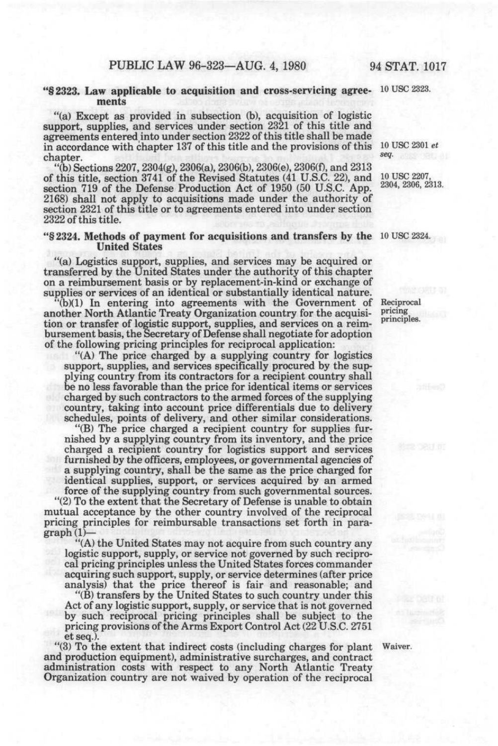**"§ 2323. Law applicable to acquisition and cross-servicing agreements**

10 USC 2323.

"(a) Except as provided in subsection (b), acquisition of logistic support, supplies, and services under section 2321 of this title and agreements entered into under section 2322 of this title shall be made in accordance with chapter 137 of this title and the provisions of this chapter.

10 USC 2301 *et seq.*

"(b) Sections 2207, 2304(g), 2306(a), 2306(b), 2306(e), 2306(f), and 2313 of this title, section 3741 of the Revised Statutes (41 U.S.C. 22), and section 719 of the Defense Production Act of 1950 (50 U.S.C. App. 2168) shall not apply to acquisitions made under the authority of section 2321 of this title or to agreements entered into under section 2322 of this title.

10 USC 2207, 2304, 2306, 2313.

**"§ 2324. Methods of payment for acquisitions and transfers by the United States**

10 USC 2324.

"(a) Logistics support, supplies, and services may be acquired or transferred by the United States under the authority of this chapter on a reimbursement basis or by replacement-in-kind or exchange of supplies or services of an identical or substantially identical nature.

"(b)(1) In entering into agreements with the Government of another North Atlantic Treaty Organization country for the acquisition or transfer of logistic support, supplies, and services on a reimbursement basis, the Secretary of Defense shall negotiate for adoption of the following pricing principles for reciprocal application:

Reciprocal pricing principles.

"(A) The price charged by a supplying country for logistics support, supplies, and services specifically procured by the supplying country from its contractors for a recipient country shall be no less favorable than the price for identical items or services charged by such contractors to the armed forces of the supplying country, taking into account price differentials due to delivery schedules, points of delivery, and other similar considerations.

"(B) The price charged a recipient country for supplies furnished by a supplying country from its inventory, and the price charged a recipient country for logistics support and services furnished by the officers, employees, or governmental agencies of a supplying country, shall be the same as the price charged for identical supplies, support, or services acquired by an armed force of the supplying country from such governmental sources.

"(2) To the extent that the Secretary of Defense is unable to obtain mutual acceptance by the other country involved of the reciprocal pricing principles for reimbursable transactions set forth in paragraph (1)—

"(A) the United States may not acquire from such country any logistic support, supply, or service not governed by such reciprocal pricing principles unless the United States forces commander acquiring such support, supply, or service determines (after price analysis) that the price thereof is fair and reasonable; and

"(B) transfers by the United States to such country under this Act of any logistic support, supply, or service that is not governed by such reciprocal pricing principles shall be subject to the pricing provisions of the Arms Export Control Act (22 U.S.C. 2751 et seq.).

"(3) To the extent that indirect costs (including charges for plant and production equipment), administrative surcharges, and contract administration costs with respect to any North Atlantic Treaty Organization country are not waived by operation of the reciprocal

Waiver.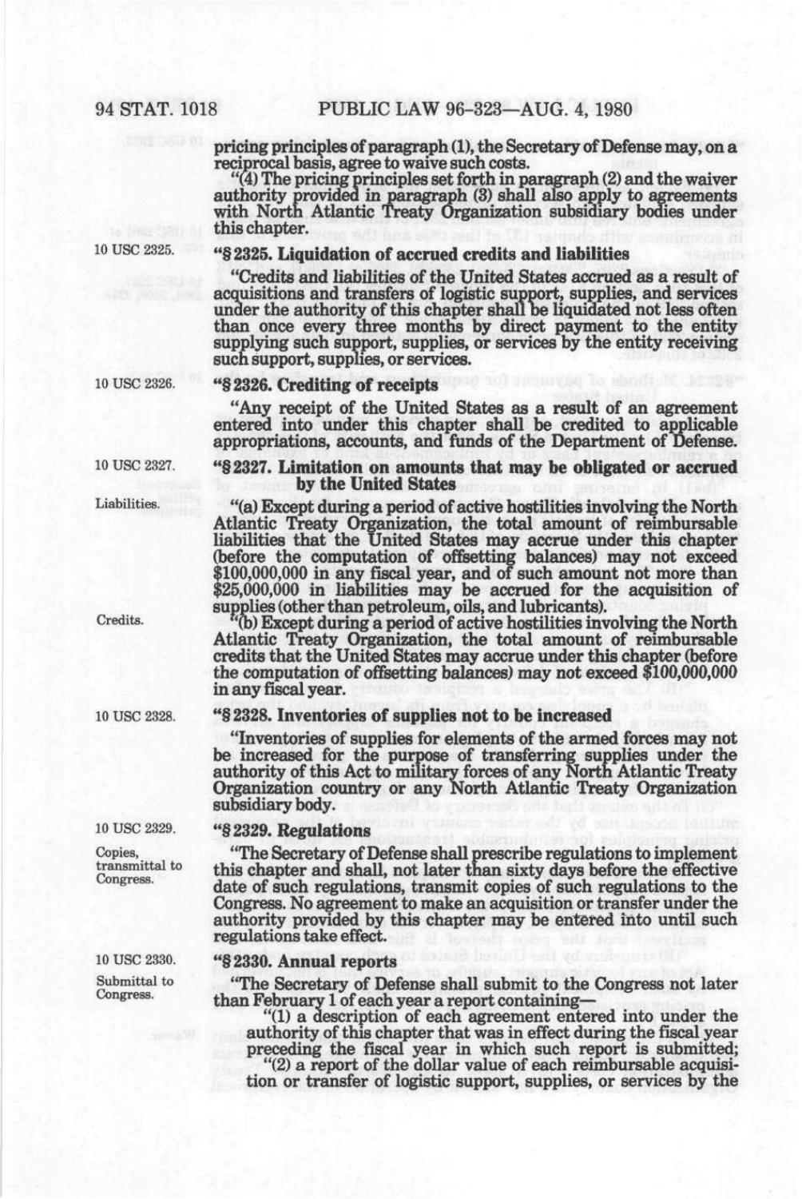pricing principles of paragraph (1), the Secretary of Defense may, on a reciprocal basis, agree to waive such costs.

"(4) The pricing principles set forth in paragraph (2) and the waiver authority provided in paragraph (3) shall also apply to agreements with North Atlantic Treaty Organization subsidiary bodies under this chapter.

10 USC 2325.

**"§ 2325. Liquidation of accrued credits and liabilities**

"Credits and liabilities of the United States accrued as a result of acquisitions and transfers of logistic support, supplies, and services under the authority of this chapter shall be liquidated not less often than once every three months by direct payment to the entity supplying such support, supplies, or services by the entity receiving such support, supplies, or services.

10 USC 2326.

**"§ 2326. Crediting of receipts**

"Any receipt of the United States as a result of an agreement entered into under this chapter shall be credited to applicable appropriations, accounts, and funds of the Department of Defense.

10 USC 2327.

**"§ 2327. Limitation on amounts that may be obligated or accrued by the United States**

Liabilities.

"(a) Except during a period of active hostilities involving the North Atlantic Treaty Organization, the total amount of reimbursable liabilities that the United States may accrue under this chapter (before the computation of offsetting balances) may not exceed $100,000,000 in any fiscal year, and of such amount not more than $25,000,000 in liabilities may be accrued for the acquisition of supplies (other than petroleum, oils, and lubricants).

Credits.

"(b) Except during a period of active hostilities involving the North Atlantic Treaty Organization, the total amount of reimbursable credits that the United States may accrue under this chapter (before the computation of offsetting balances) may not exceed $100,000,000 in any fiscal year.

10 USC 2328.

**"§ 2328. Inventories of supplies not to be increased**

"Inventories of supplies for elements of the armed forces may not be increased for the purpose of transferring supplies under the authority of this Act to military forces of any North Atlantic Treaty Organization country or any North Atlantic Treaty Organization subsidiary body.

10 USC 2329.

**"§ 2329. Regulations**

Copies, transmittal to Congress.

"The Secretary of Defense shall prescribe regulations to implement this chapter and shall, not later than sixty days before the effective date of such regulations, transmit copies of such regulations to the Congress. No agreement to make an acquisition or transfer under the authority provided by this chapter may be entered into until such regulations take effect.

10 USC 2330.

**"§ 2330. Annual reports**

Submittal to Congress.

"The Secretary of Defense shall submit to the Congress not later than February 1 of each year a report containing—

"(1) a description of each agreement entered into under the authority of this chapter that was in effect during the fiscal year preceding the fiscal year in which such report is submitted;

"(2) a report of the dollar value of each reimbursable acquisition or transfer of logistic support, supplies, or services by the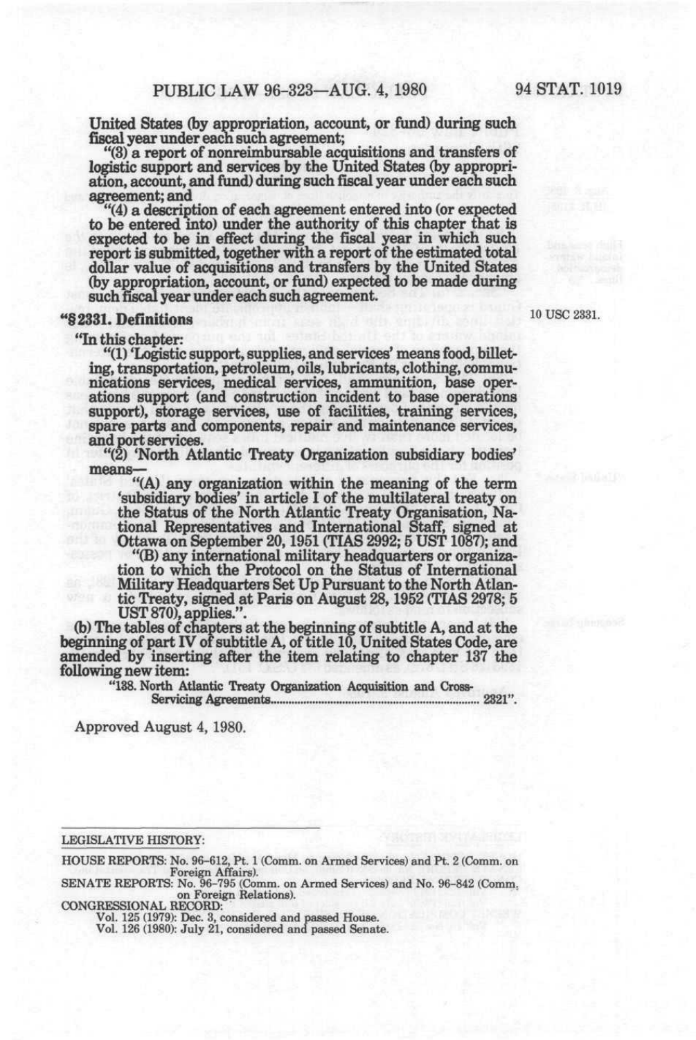United States (by appropriation, account, or fund) during such fiscal year under each such agreement;

"(3) a report of nonreimbursable acquisitions and transfers of logistic support and services by the United States (by appropriation, account, and fund) during such fiscal year under each such agreement; and

"(4) a description of each agreement entered into (or expected to be entered into) under the authority of this chapter that is expected to be in effect during the fiscal year in which such report is submitted, together with a report of the estimated total dollar value of acquisitions and transfers by the United States (by appropriation, account, or fund) expected to be made during such fiscal year under each such agreement.

**"§ 2331. Definitions**

10 USC 2331.

"In this chapter:

"(1) 'Logistic support, supplies, and services' means food, billeting, transportation, petroleum, oils, lubricants, clothing, communications services, medical services, ammunition, base operations support (and construction incident to base operations support), storage services, use of facilities, training services, spare parts and components, repair and maintenance services, and port services.

"(2) 'North Atlantic Treaty Organization subsidiary bodies' means—

"(A) any organization within the meaning of the term 'subsidiary bodies' in article I of the multilateral treaty on the Status of the North Atlantic Treaty Organisation, National Representatives and International Staff, signed at Ottawa on September 20, 1951 (TIAS 2992; 5 UST 1087); and

"(B) any international military headquarters or organization to which the Protocol on the Status of International Military Headquarters Set Up Pursuant to the North Atlantic Treaty, signed at Paris on August 28, 1952 (TIAS 2978; 5 UST 870), applies.".

(b) The tables of chapters at the beginning of subtitle A, and at the beginning of part IV of subtitle A, of title 10, United States Code, are amended by inserting after the item relating to chapter 137 the following new item:

"138. North Atlantic Treaty Organization Acquisition and Cross-Servicing Agreements.......... 2321".

Approved August 4, 1980.

---

LEGISLATIVE HISTORY:

HOUSE REPORTS: No. 96-612, Pt. 1 (Comm. on Armed Services) and Pt. 2 (Comm. on Foreign Affairs).
SENATE REPORTS: No. 96-795 (Comm. on Armed Services) and No. 96-842 (Comm. on Foreign Relations).
CONGRESSIONAL RECORD:
Vol. 125 (1979): Dec. 3, considered and passed House.
Vol. 126 (1980): July 21, considered and passed Senate.